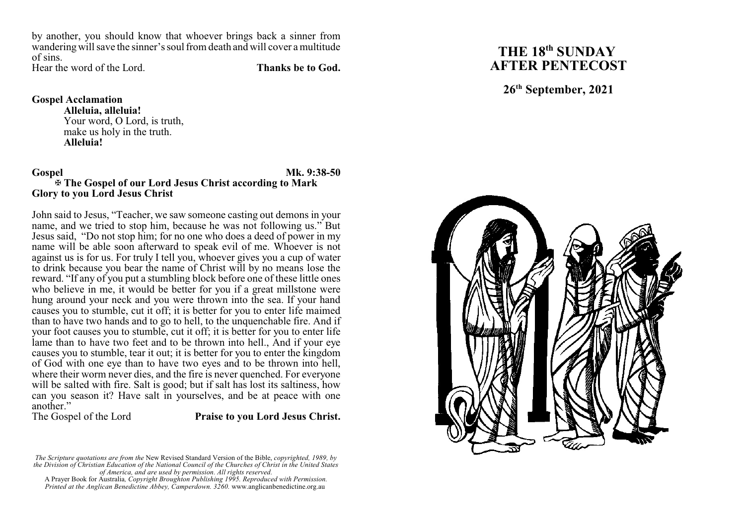by another, you should know that whoever brings back a sinner from wandering will save the sinner's soul from death and will cover a multitude of sins.

Hear the word of the Lord. **Thanks be to God.**

**Gospel Acclamation**

**Alleluia, alleluia!**
Your word, O Lord, is truth,
make us holy in the truth.
**Alleluia!**

**Gospel** **Mk. 9:38-50**

**✠ The Gospel of our Lord Jesus Christ according to Mark**
**Glory to you Lord Jesus Christ**

John said to Jesus, "Teacher, we saw someone casting out demons in your name, and we tried to stop him, because he was not following us." But Jesus said, "Do not stop him; for no one who does a deed of power in my name will be able soon afterward to speak evil of me. Whoever is not against us is for us. For truly I tell you, whoever gives you a cup of water to drink because you bear the name of Christ will by no means lose the reward. "If any of you put a stumbling block before one of these little ones who believe in me, it would be better for you if a great millstone were hung around your neck and you were thrown into the sea. If your hand causes you to stumble, cut it off; it is better for you to enter life maimed than to have two hands and to go to hell, to the unquenchable fire. And if your foot causes you to stumble, cut it off; it is better for you to enter life lame than to have two feet and to be thrown into hell., And if your eye causes you to stumble, tear it out; it is better for you to enter the kingdom of God with one eye than to have two eyes and to be thrown into hell, where their worm never dies, and the fire is never quenched. For everyone will be salted with fire. Salt is good; but if salt has lost its saltiness, how can you season it? Have salt in yourselves, and be at peace with one another."

The Gospel of the Lord **Praise to you Lord Jesus Christ.**

*The Scripture quotations are from the* New Revised Standard Version of the Bible, *copyrighted, 1989, by the Division of Christian Education of the National Council of the Churches of Christ in the United States of America, and are used by permission. All rights reserved.*
A Prayer Book for Australia*, Copyright Broughton Publishing 1995. Reproduced with Permission. Printed at the Anglican Benedictine Abbey, Camperdown. 3260.* www.anglicanbenedictine.org.au

# THE 18th SUNDAY AFTER PENTECOST

## 26th September, 2021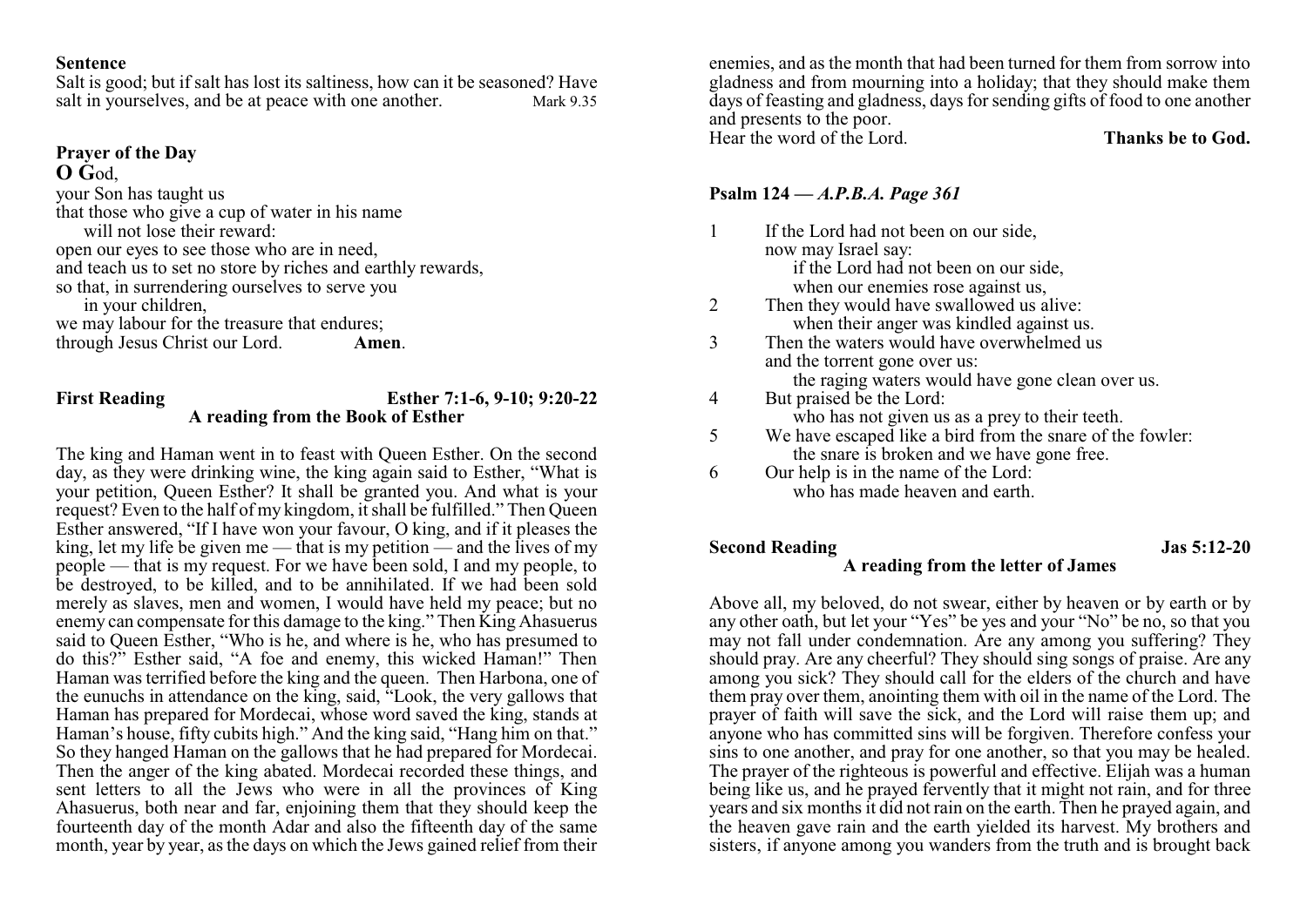**Sentence**

Salt is good; but if salt has lost its saltiness, how can it be seasoned? Have salt in yourselves, and be at peace with one another. Mark 9.35

**Prayer of the Day**

**O G**od,
your Son has taught us
that those who give a cup of water in his name
will not lose their reward:
open our eyes to see those who are in need,
and teach us to set no store by riches and earthly rewards,
so that, in surrendering ourselves to serve you
in your children,
we may labour for the treasure that endures;
through Jesus Christ our Lord. **Amen**.

**First Reading** **Esther 7:1-6, 9-10; 9:20-22**

**A reading from the Book of Esther**

The king and Haman went in to feast with Queen Esther. On the second day, as they were drinking wine, the king again said to Esther, "What is your petition, Queen Esther? It shall be granted you. And what is your request? Even to the half of my kingdom, it shall be fulfilled." Then Queen Esther answered, "If I have won your favour, O king, and if it pleases the king, let my life be given me — that is my petition — and the lives of my people — that is my request. For we have been sold, I and my people, to be destroyed, to be killed, and to be annihilated. If we had been sold merely as slaves, men and women, I would have held my peace; but no enemy can compensate for this damage to the king." Then King Ahasuerus said to Queen Esther, "Who is he, and where is he, who has presumed to do this?" Esther said, "A foe and enemy, this wicked Haman!" Then Haman was terrified before the king and the queen. Then Harbona, one of the eunuchs in attendance on the king, said, "Look, the very gallows that Haman has prepared for Mordecai, whose word saved the king, stands at Haman's house, fifty cubits high." And the king said, "Hang him on that." So they hanged Haman on the gallows that he had prepared for Mordecai. Then the anger of the king abated. Mordecai recorded these things, and sent letters to all the Jews who were in all the provinces of King Ahasuerus, both near and far, enjoining them that they should keep the fourteenth day of the month Adar and also the fifteenth day of the same month, year by year, as the days on which the Jews gained relief from their enemies, and as the month that had been turned for them from sorrow into gladness and from mourning into a holiday; that they should make them days of feasting and gladness, days for sending gifts of food to one another and presents to the poor.

Hear the word of the Lord. **Thanks be to God.**

**Psalm 124 — *A.P.B.A. Page 361***

1 If the Lord had not been on our side,
now may Israel say:
if the Lord had not been on our side,
when our enemies rose against us,
2 Then they would have swallowed us alive:
when their anger was kindled against us.
3 Then the waters would have overwhelmed us
and the torrent gone over us:
the raging waters would have gone clean over us.
4 But praised be the Lord:
who has not given us as a prey to their teeth.
5 We have escaped like a bird from the snare of the fowler:
the snare is broken and we have gone free.
6 Our help is in the name of the Lord:
who has made heaven and earth.

**Second Reading** **Jas 5:12-20**

**A reading from the letter of James**

Above all, my beloved, do not swear, either by heaven or by earth or by any other oath, but let your "Yes" be yes and your "No" be no, so that you may not fall under condemnation. Are any among you suffering? They should pray. Are any cheerful? They should sing songs of praise. Are any among you sick? They should call for the elders of the church and have them pray over them, anointing them with oil in the name of the Lord. The prayer of faith will save the sick, and the Lord will raise them up; and anyone who has committed sins will be forgiven. Therefore confess your sins to one another, and pray for one another, so that you may be healed. The prayer of the righteous is powerful and effective. Elijah was a human being like us, and he prayed fervently that it might not rain, and for three years and six months it did not rain on the earth. Then he prayed again, and the heaven gave rain and the earth yielded its harvest. My brothers and sisters, if anyone among you wanders from the truth and is brought back